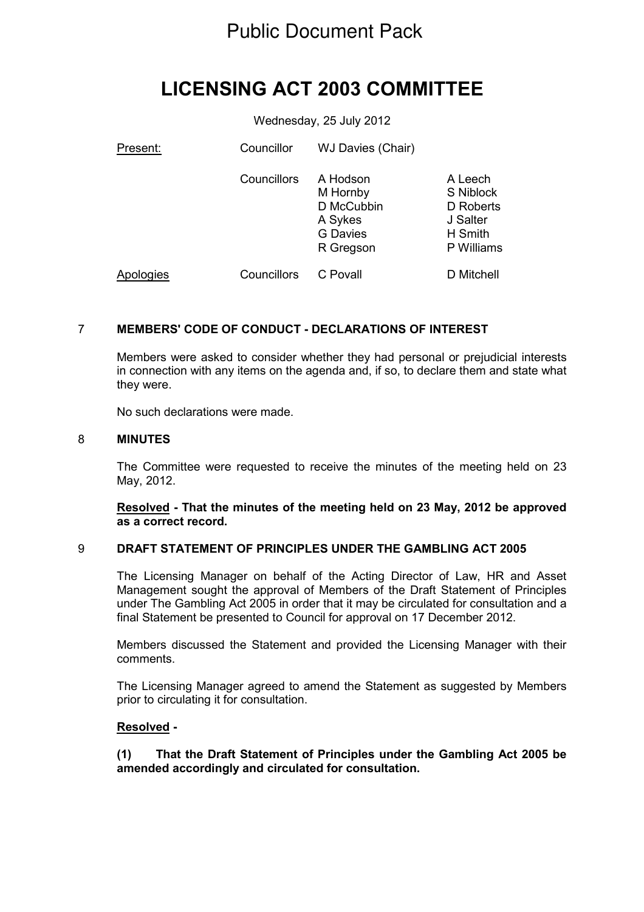Public Document Pack

# LICENSING ACT 2003 COMMITTEE

Wednesday, 25 July 2012

| Present: | Councillor | WJ Davies (Chair) | |
|---|---|---|---|
| | Councillors | A Hodson | A Leech |
| | | M Hornby | S Niblock |
| | | D McCubbin | D Roberts |
| | | A Sykes | J Salter |
| | | G Davies | H Smith |
| | | R Gregson | P Williams |
| Apologies | Councillors | C Povall | D Mitchell |

## 7 MEMBERS' CODE OF CONDUCT - DECLARATIONS OF INTEREST

Members were asked to consider whether they had personal or prejudicial interests in connection with any items on the agenda and, if so, to declare them and state what they were.

No such declarations were made.

## 8 MINUTES

The Committee were requested to receive the minutes of the meeting held on 23 May, 2012.

**Resolved - That the minutes of the meeting held on 23 May, 2012 be approved as a correct record.**

## 9 DRAFT STATEMENT OF PRINCIPLES UNDER THE GAMBLING ACT 2005

The Licensing Manager on behalf of the Acting Director of Law, HR and Asset Management sought the approval of Members of the Draft Statement of Principles under The Gambling Act 2005 in order that it may be circulated for consultation and a final Statement be presented to Council for approval on 17 December 2012.

Members discussed the Statement and provided the Licensing Manager with their comments.

The Licensing Manager agreed to amend the Statement as suggested by Members prior to circulating it for consultation.

**Resolved -**

**(1) That the Draft Statement of Principles under the Gambling Act 2005 be amended accordingly and circulated for consultation.**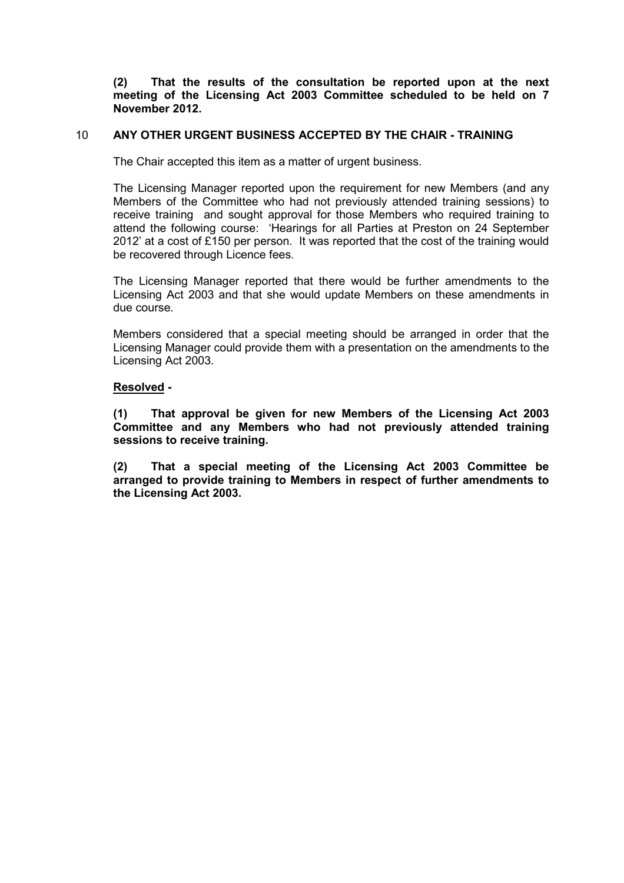**(2) That the results of the consultation be reported upon at the next meeting of the Licensing Act 2003 Committee scheduled to be held on 7 November 2012.**

## 10 ANY OTHER URGENT BUSINESS ACCEPTED BY THE CHAIR - TRAINING

The Chair accepted this item as a matter of urgent business.

The Licensing Manager reported upon the requirement for new Members (and any Members of the Committee who had not previously attended training sessions) to receive training and sought approval for those Members who required training to attend the following course: 'Hearings for all Parties at Preston on 24 September 2012' at a cost of £150 per person. It was reported that the cost of the training would be recovered through Licence fees.

The Licensing Manager reported that there would be further amendments to the Licensing Act 2003 and that she would update Members on these amendments in due course.

Members considered that a special meeting should be arranged in order that the Licensing Manager could provide them with a presentation on the amendments to the Licensing Act 2003.

**<u>Resolved</u> -**

**(1) That approval be given for new Members of the Licensing Act 2003 Committee and any Members who had not previously attended training sessions to receive training.**

**(2) That a special meeting of the Licensing Act 2003 Committee be arranged to provide training to Members in respect of further amendments to the Licensing Act 2003.**